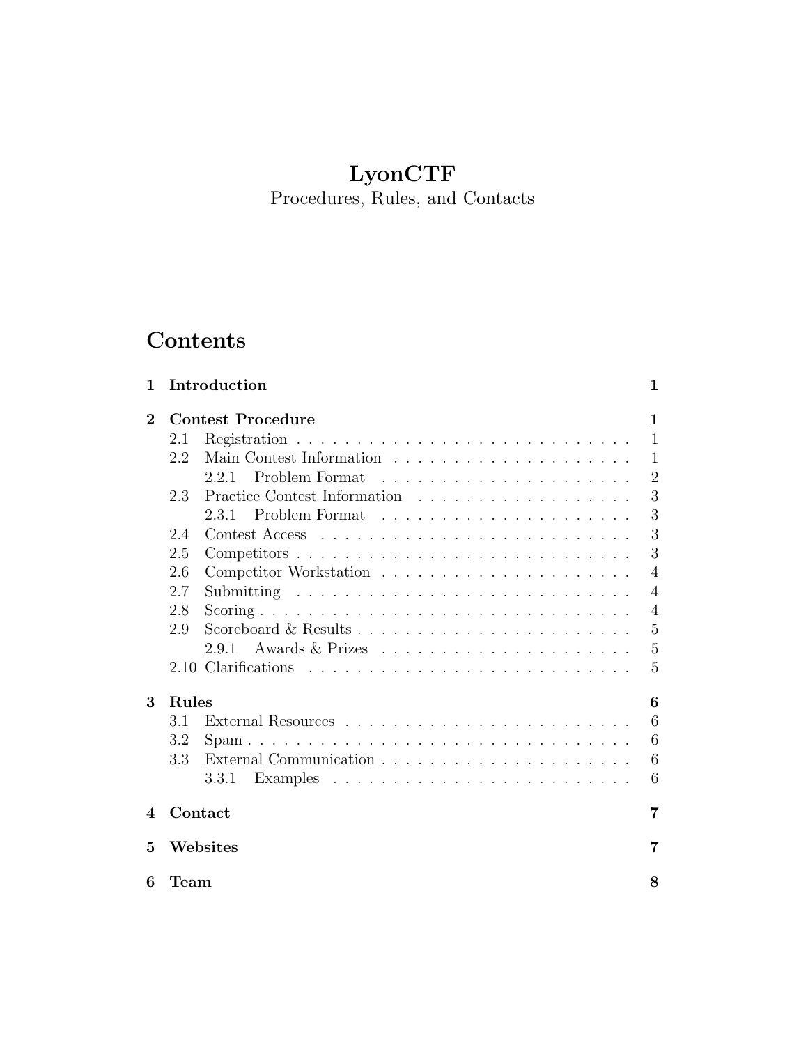# LyonCTF

Procedures, Rules, and Contacts

## Contents

| | | |
|---|---|---|
| **1** | **Introduction** | **1** |
| **2** | **Contest Procedure** | **1** |
| 2.1 | Registration | 1 |
| 2.2 | Main Contest Information | 1 |
| 2.2.1 | Problem Format | 2 |
| 2.3 | Practice Contest Information | 3 |
| 2.3.1 | Problem Format | 3 |
| 2.4 | Contest Access | 3 |
| 2.5 | Competitors | 3 |
| 2.6 | Competitor Workstation | 4 |
| 2.7 | Submitting | 4 |
| 2.8 | Scoring | 4 |
| 2.9 | Scoreboard & Results | 5 |
| 2.9.1 | Awards & Prizes | 5 |
| 2.10 | Clarifications | 5 |
| **3** | **Rules** | **6** |
| 3.1 | External Resources | 6 |
| 3.2 | Spam | 6 |
| 3.3 | External Communication | 6 |
| 3.3.1 | Examples | 6 |
| **4** | **Contact** | **7** |
| **5** | **Websites** | **7** |
| **6** | **Team** | **8** |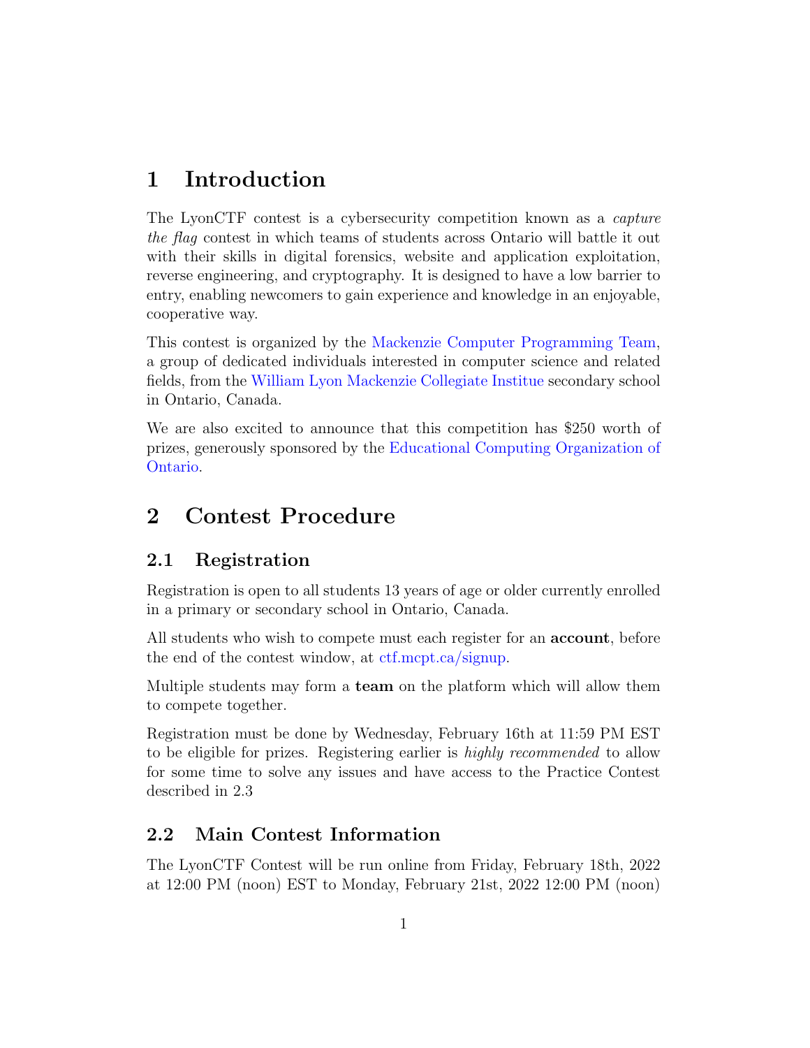# 1 Introduction

The LyonCTF contest is a cybersecurity competition known as a *capture the flag* contest in which teams of students across Ontario will battle it out with their skills in digital forensics, website and application exploitation, reverse engineering, and cryptography. It is designed to have a low barrier to entry, enabling newcomers to gain experience and knowledge in an enjoyable, cooperative way.

This contest is organized by the Mackenzie Computer Programming Team, a group of dedicated individuals interested in computer science and related fields, from the William Lyon Mackenzie Collegiate Instiute secondary school in Ontario, Canada.

We are also excited to announce that this competition has $250 worth of prizes, generously sponsored by the Educational Computing Organization of Ontario.

# 2 Contest Procedure

## 2.1 Registration

Registration is open to all students 13 years of age or older currently enrolled in a primary or secondary school in Ontario, Canada.

All students who wish to compete must each register for an **account**, before the end of the contest window, at ctf.mcpt.ca/signup.

Multiple students may form a **team** on the platform which will allow them to compete together.

Registration must be done by Wednesday, February 16th at 11:59 PM EST to be eligible for prizes. Registering earlier is *highly recommended* to allow for some time to solve any issues and have access to the Practice Contest described in 2.3

## 2.2 Main Contest Information

The LyonCTF Contest will be run online from Friday, February 18th, 2022 at 12:00 PM (noon) EST to Monday, February 21st, 2022 12:00 PM (noon)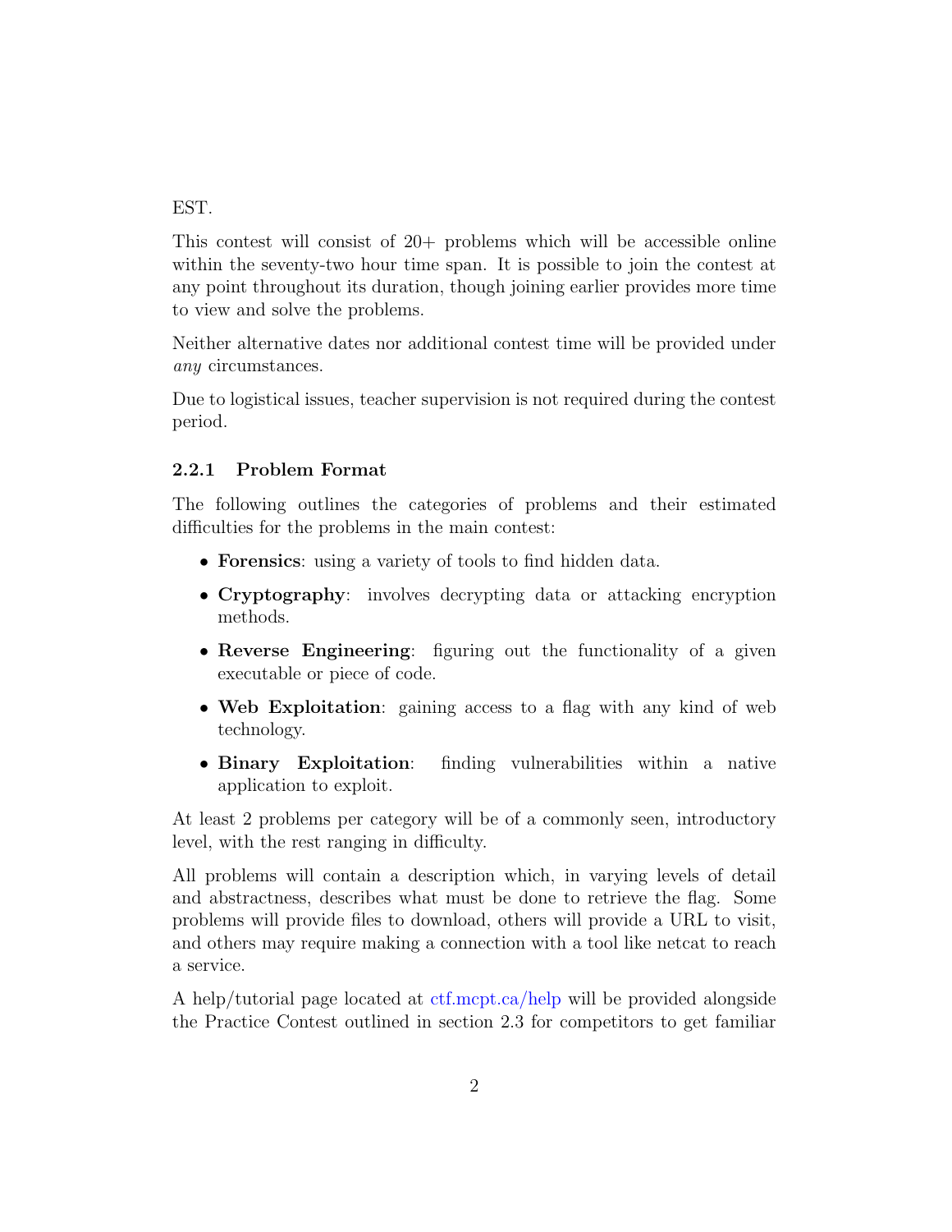EST.

This contest will consist of 20+ problems which will be accessible online within the seventy-two hour time span. It is possible to join the contest at any point throughout its duration, though joining earlier provides more time to view and solve the problems.

Neither alternative dates nor additional contest time will be provided under *any* circumstances.

Due to logistical issues, teacher supervision is not required during the contest period.

### 2.2.1 Problem Format

The following outlines the categories of problems and their estimated difficulties for the problems in the main contest:

- **Forensics**: using a variety of tools to find hidden data.
- **Cryptography**: involves decrypting data or attacking encryption methods.
- **Reverse Engineering**: figuring out the functionality of a given executable or piece of code.
- **Web Exploitation**: gaining access to a flag with any kind of web technology.
- **Binary Exploitation**: finding vulnerabilities within a native application to exploit.

At least 2 problems per category will be of a commonly seen, introductory level, with the rest ranging in difficulty.

All problems will contain a description which, in varying levels of detail and abstractness, describes what must be done to retrieve the flag. Some problems will provide files to download, others will provide a URL to visit, and others may require making a connection with a tool like netcat to reach a service.

A help/tutorial page located at [ctf.mcpt.ca/help](ctf.mcpt.ca/help) will be provided alongside the Practice Contest outlined in section 2.3 for competitors to get familiar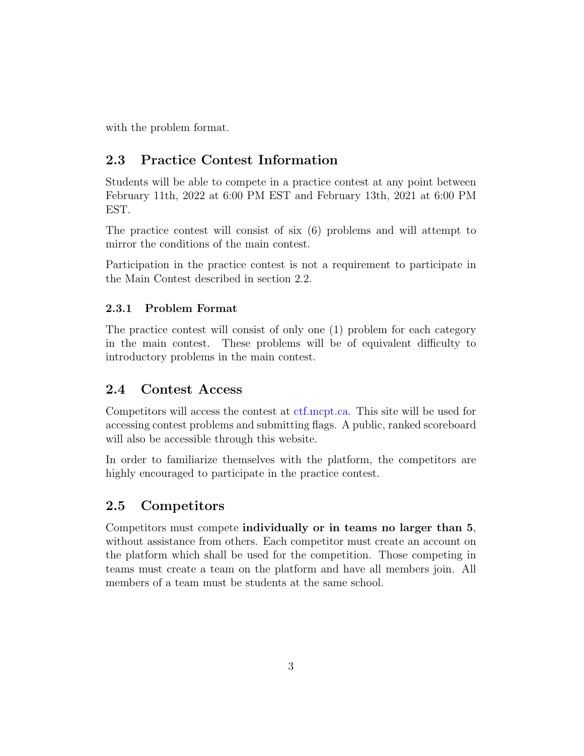with the problem format.

## 2.3 Practice Contest Information

Students will be able to compete in a practice contest at any point between February 11th, 2022 at 6:00 PM EST and February 13th, 2021 at 6:00 PM EST.

The practice contest will consist of six (6) problems and will attempt to mirror the conditions of the main contest.

Participation in the practice contest is not a requirement to participate in the Main Contest described in section 2.2.

### 2.3.1 Problem Format

The practice contest will consist of only one (1) problem for each category in the main contest. These problems will be of equivalent difficulty to introductory problems in the main contest.

## 2.4 Contest Access

Competitors will access the contest at ctf.mcpt.ca. This site will be used for accessing contest problems and submitting flags. A public, ranked scoreboard will also be accessible through this website.

In order to familiarize themselves with the platform, the competitors are highly encouraged to participate in the practice contest.

## 2.5 Competitors

Competitors must compete **individually or in teams no larger than 5**, without assistance from others. Each competitor must create an account on the platform which shall be used for the competition. Those competing in teams must create a team on the platform and have all members join. All members of a team must be students at the same school.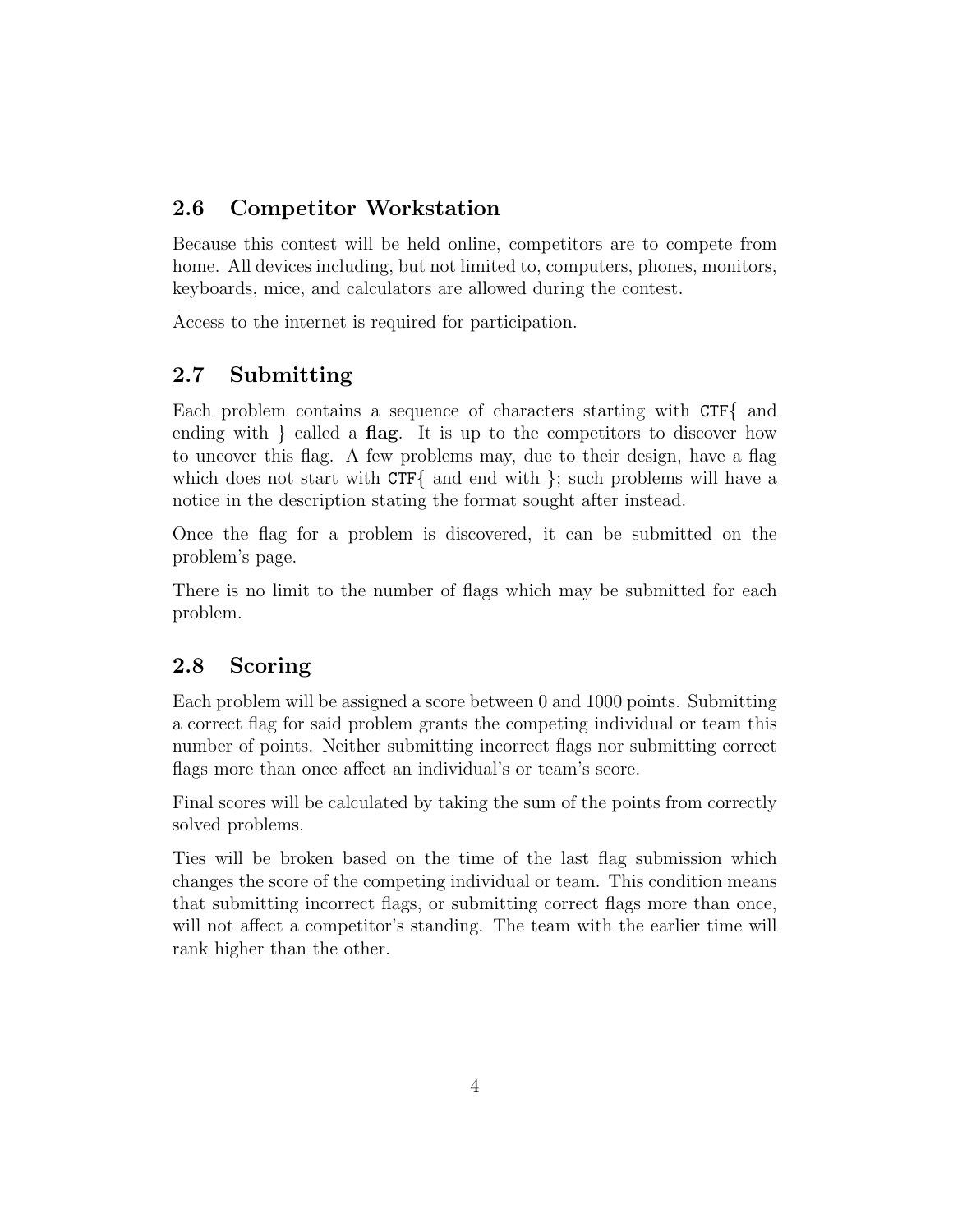### 2.6 Competitor Workstation

Because this contest will be held online, competitors are to compete from home. All devices including, but not limited to, computers, phones, monitors, keyboards, mice, and calculators are allowed during the contest.

Access to the internet is required for participation.

### 2.7 Submitting

Each problem contains a sequence of characters starting with `CTF{` and ending with `}` called a **flag**. It is up to the competitors to discover how to uncover this flag. A few problems may, due to their design, have a flag which does not start with `CTF{` and end with `}`; such problems will have a notice in the description stating the format sought after instead.

Once the flag for a problem is discovered, it can be submitted on the problem's page.

There is no limit to the number of flags which may be submitted for each problem.

### 2.8 Scoring

Each problem will be assigned a score between 0 and 1000 points. Submitting a correct flag for said problem grants the competing individual or team this number of points. Neither submitting incorrect flags nor submitting correct flags more than once affect an individual's or team's score.

Final scores will be calculated by taking the sum of the points from correctly solved problems.

Ties will be broken based on the time of the last flag submission which changes the score of the competing individual or team. This condition means that submitting incorrect flags, or submitting correct flags more than once, will not affect a competitor's standing. The team with the earlier time will rank higher than the other.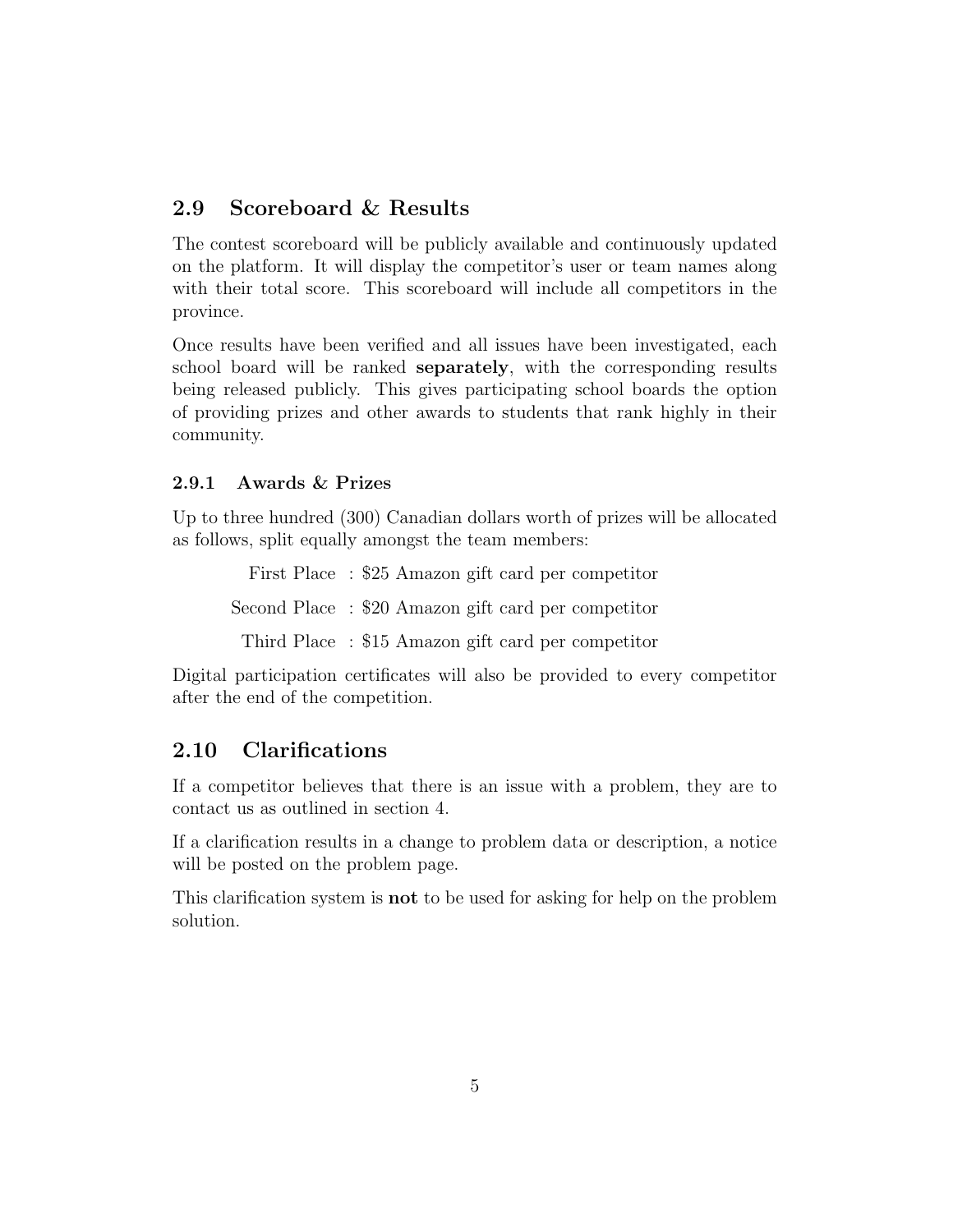## 2.9 Scoreboard & Results

The contest scoreboard will be publicly available and continuously updated on the platform. It will display the competitor's user or team names along with their total score. This scoreboard will include all competitors in the province.

Once results have been verified and all issues have been investigated, each school board will be ranked **separately**, with the corresponding results being released publicly. This gives participating school boards the option of providing prizes and other awards to students that rank highly in their community.

### 2.9.1 Awards & Prizes

Up to three hundred (300) Canadian dollars worth of prizes will be allocated as follows, split equally amongst the team members:

First Place : $25 Amazon gift card per competitor

Second Place : $20 Amazon gift card per competitor

Third Place : $15 Amazon gift card per competitor

Digital participation certificates will also be provided to every competitor after the end of the competition.

## 2.10 Clarifications

If a competitor believes that there is an issue with a problem, they are to contact us as outlined in section 4.

If a clarification results in a change to problem data or description, a notice will be posted on the problem page.

This clarification system is **not** to be used for asking for help on the problem solution.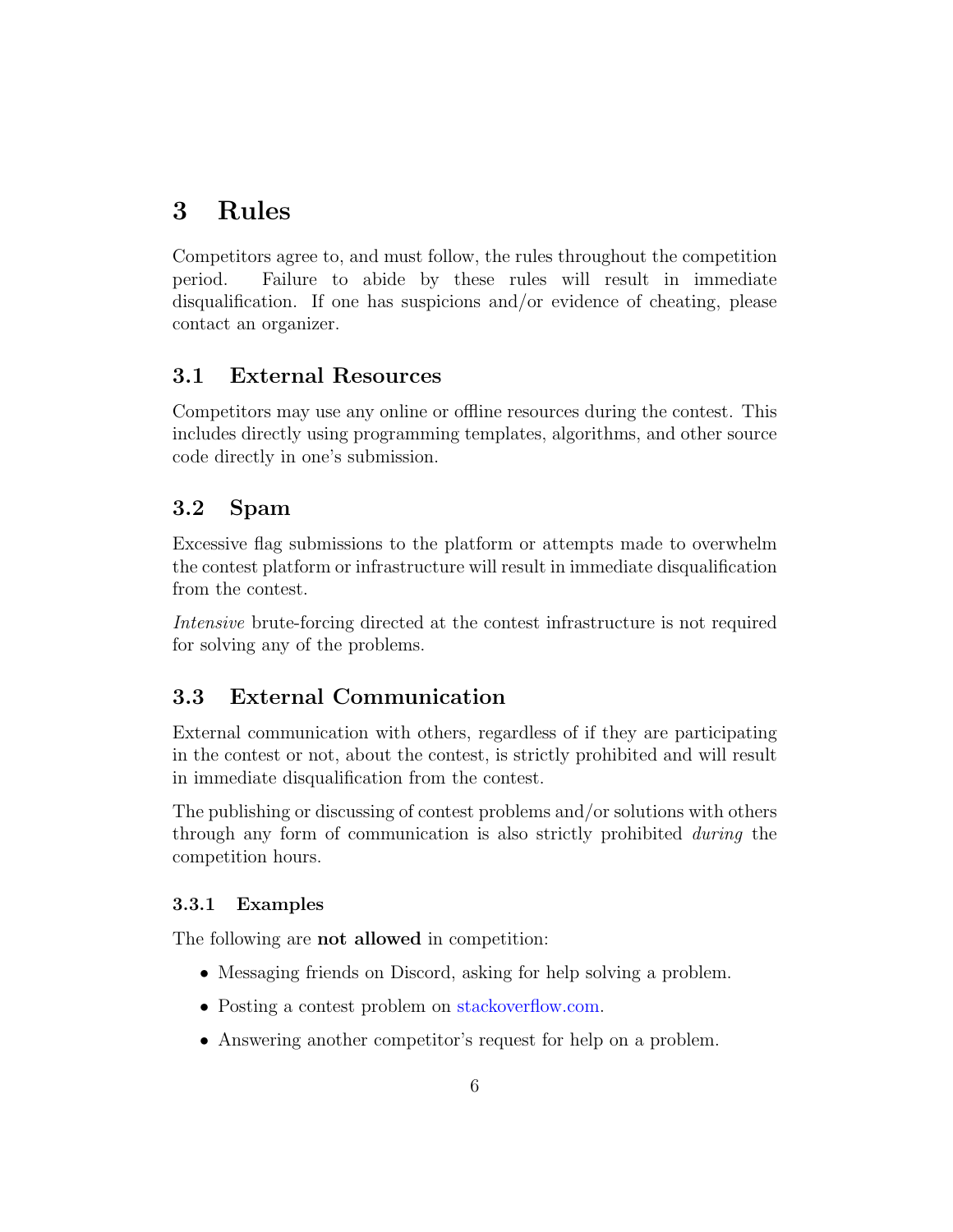# 3 Rules

Competitors agree to, and must follow, the rules throughout the competition period. Failure to abide by these rules will result in immediate disqualification. If one has suspicions and/or evidence of cheating, please contact an organizer.

## 3.1 External Resources

Competitors may use any online or offline resources during the contest. This includes directly using programming templates, algorithms, and other source code directly in one's submission.

## 3.2 Spam

Excessive flag submissions to the platform or attempts made to overwhelm the contest platform or infrastructure will result in immediate disqualification from the contest.

*Intensive* brute-forcing directed at the contest infrastructure is not required for solving any of the problems.

## 3.3 External Communication

External communication with others, regardless of if they are participating in the contest or not, about the contest, is strictly prohibited and will result in immediate disqualification from the contest.

The publishing or discussing of contest problems and/or solutions with others through any form of communication is also strictly prohibited *during* the competition hours.

### 3.3.1 Examples

The following are **not allowed** in competition:

- Messaging friends on Discord, asking for help solving a problem.
- Posting a contest problem on stackoverflow.com.
- Answering another competitor's request for help on a problem.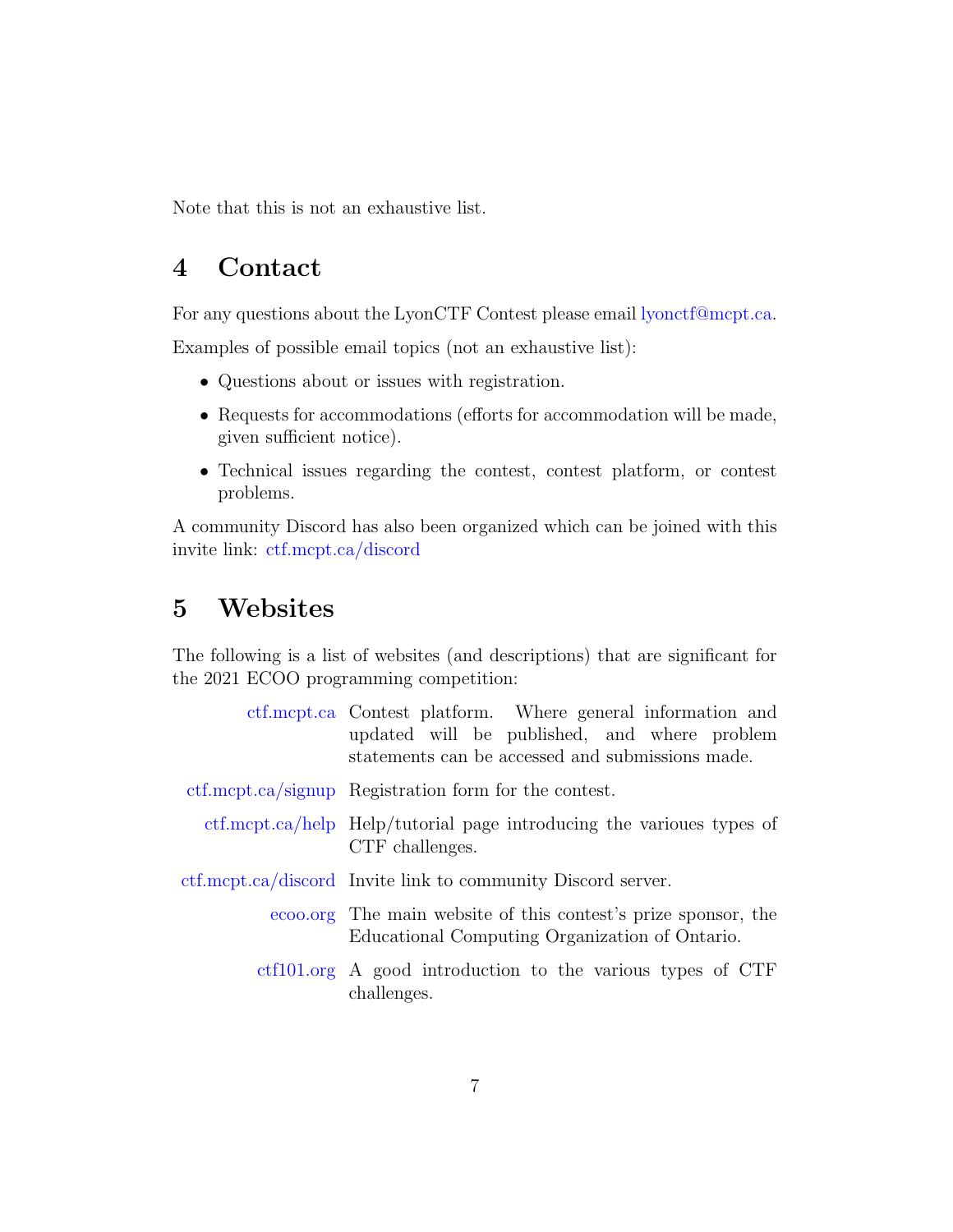Note that this is not an exhaustive list.

## 4 Contact

For any questions about the LyonCTF Contest please email lyonctf@mcpt.ca.

Examples of possible email topics (not an exhaustive list):

- Questions about or issues with registration.
- Requests for accommodations (efforts for accommodation will be made, given sufficient notice).
- Technical issues regarding the contest, contest platform, or contest problems.

A community Discord has also been organized which can be joined with this invite link: ctf.mcpt.ca/discord

## 5 Websites

The following is a list of websites (and descriptions) that are significant for the 2021 ECOO programming competition:

| | |
|---|---|
| ctf.mcpt.ca | Contest platform. Where general information and updated will be published, and where problem statements can be accessed and submissions made. |
| ctf.mcpt.ca/signup | Registration form for the contest. |
| ctf.mcpt.ca/help | Help/tutorial page introducing the varioues types of CTF challenges. |
| ctf.mcpt.ca/discord | Invite link to community Discord server. |
| ecoo.org | The main website of this contest's prize sponsor, the Educational Computing Organization of Ontario. |
| ctf101.org | A good introduction to the various types of CTF challenges. |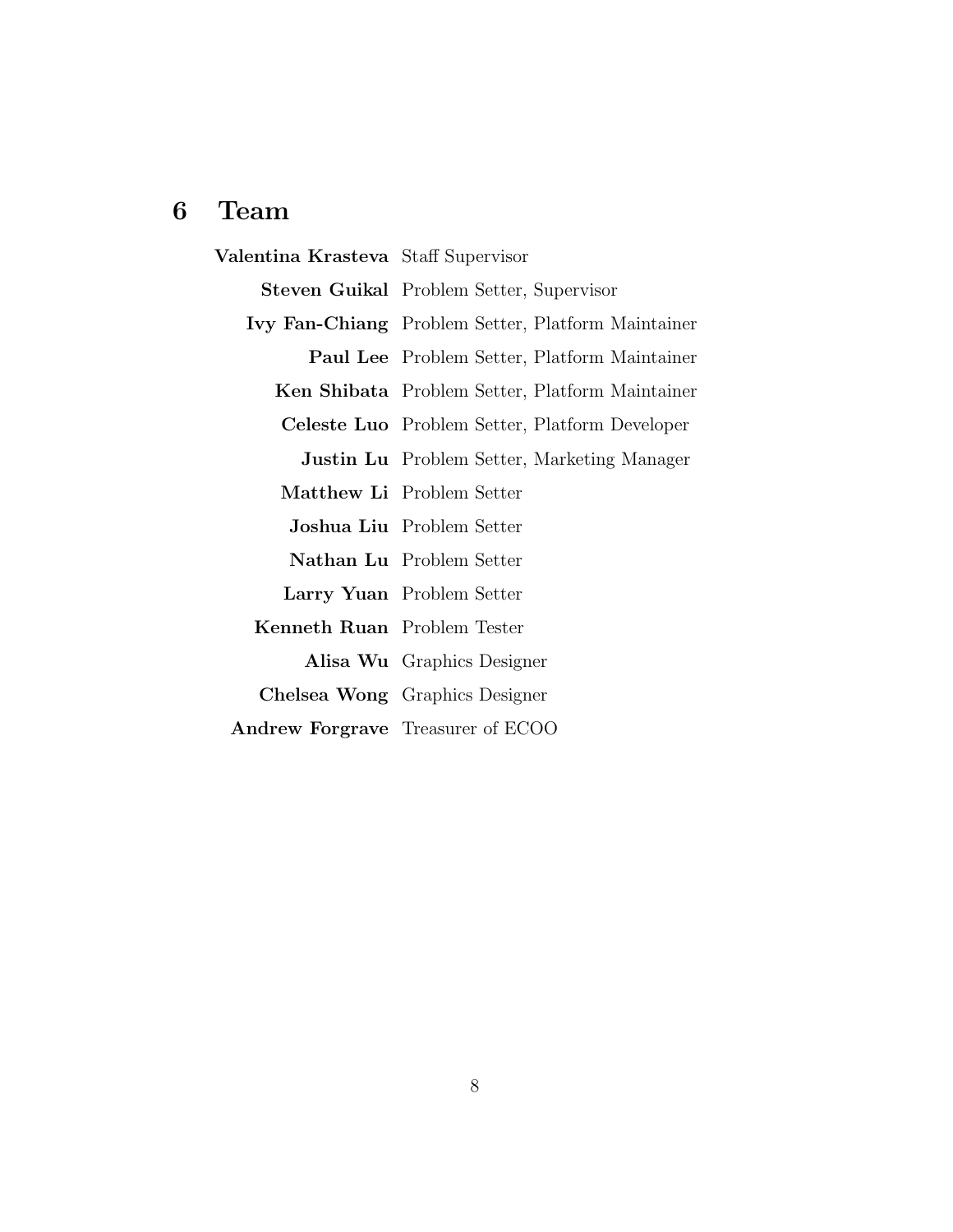# 6 Team

| | |
|---|---|
| **Valentina Krasteva** | Staff Supervisor |
| **Steven Guikal** | Problem Setter, Supervisor |
| **Ivy Fan-Chiang** | Problem Setter, Platform Maintainer |
| **Paul Lee** | Problem Setter, Platform Maintainer |
| **Ken Shibata** | Problem Setter, Platform Maintainer |
| **Celeste Luo** | Problem Setter, Platform Developer |
| **Justin Lu** | Problem Setter, Marketing Manager |
| **Matthew Li** | Problem Setter |
| **Joshua Liu** | Problem Setter |
| **Nathan Lu** | Problem Setter |
| **Larry Yuan** | Problem Setter |
| **Kenneth Ruan** | Problem Tester |
| **Alisa Wu** | Graphics Designer |
| **Chelsea Wong** | Graphics Designer |
| **Andrew Forgrave** | Treasurer of ECOO |